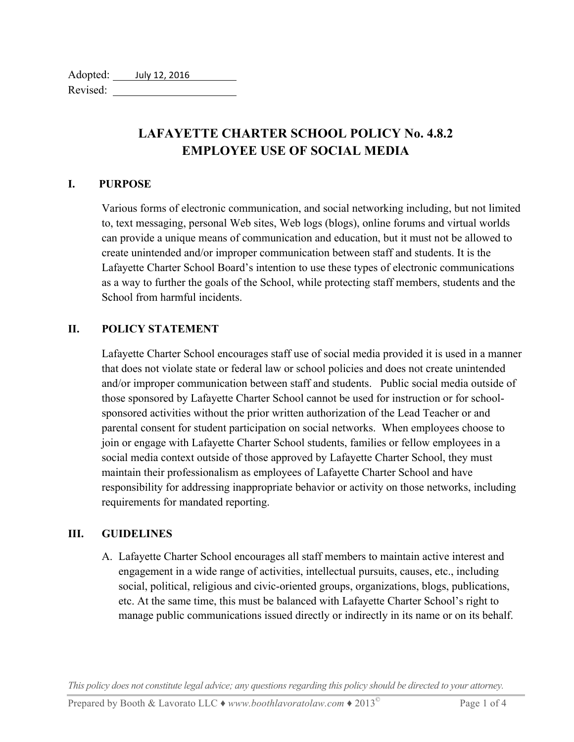Adopted: July 12, 2016
Revised: ______________________

# LAFAYETTE CHARTER SCHOOL POLICY No. 4.8.2
# EMPLOYEE USE OF SOCIAL MEDIA

## I. PURPOSE

Various forms of electronic communication, and social networking including, but not limited to, text messaging, personal Web sites, Web logs (blogs), online forums and virtual worlds can provide a unique means of communication and education, but it must not be allowed to create unintended and/or improper communication between staff and students. It is the Lafayette Charter School Board's intention to use these types of electronic communications as a way to further the goals of the School, while protecting staff members, students and the School from harmful incidents.

## II. POLICY STATEMENT

Lafayette Charter School encourages staff use of social media provided it is used in a manner that does not violate state or federal law or school policies and does not create unintended and/or improper communication between staff and students. Public social media outside of those sponsored by Lafayette Charter School cannot be used for instruction or for school-sponsored activities without the prior written authorization of the Lead Teacher or and parental consent for student participation on social networks. When employees choose to join or engage with Lafayette Charter School students, families or fellow employees in a social media context outside of those approved by Lafayette Charter School, they must maintain their professionalism as employees of Lafayette Charter School and have responsibility for addressing inappropriate behavior or activity on those networks, including requirements for mandated reporting.

## III. GUIDELINES

A. Lafayette Charter School encourages all staff members to maintain active interest and engagement in a wide range of activities, intellectual pursuits, causes, etc., including social, political, religious and civic-oriented groups, organizations, blogs, publications, etc. At the same time, this must be balanced with Lafayette Charter School's right to manage public communications issued directly or indirectly in its name or on its behalf.

*This policy does not constitute legal advice; any questions regarding this policy should be directed to your attorney.*

Prepared by Booth & Lavorato LLC ♦ *www.boothlavoratolaw.com* ♦ 2013©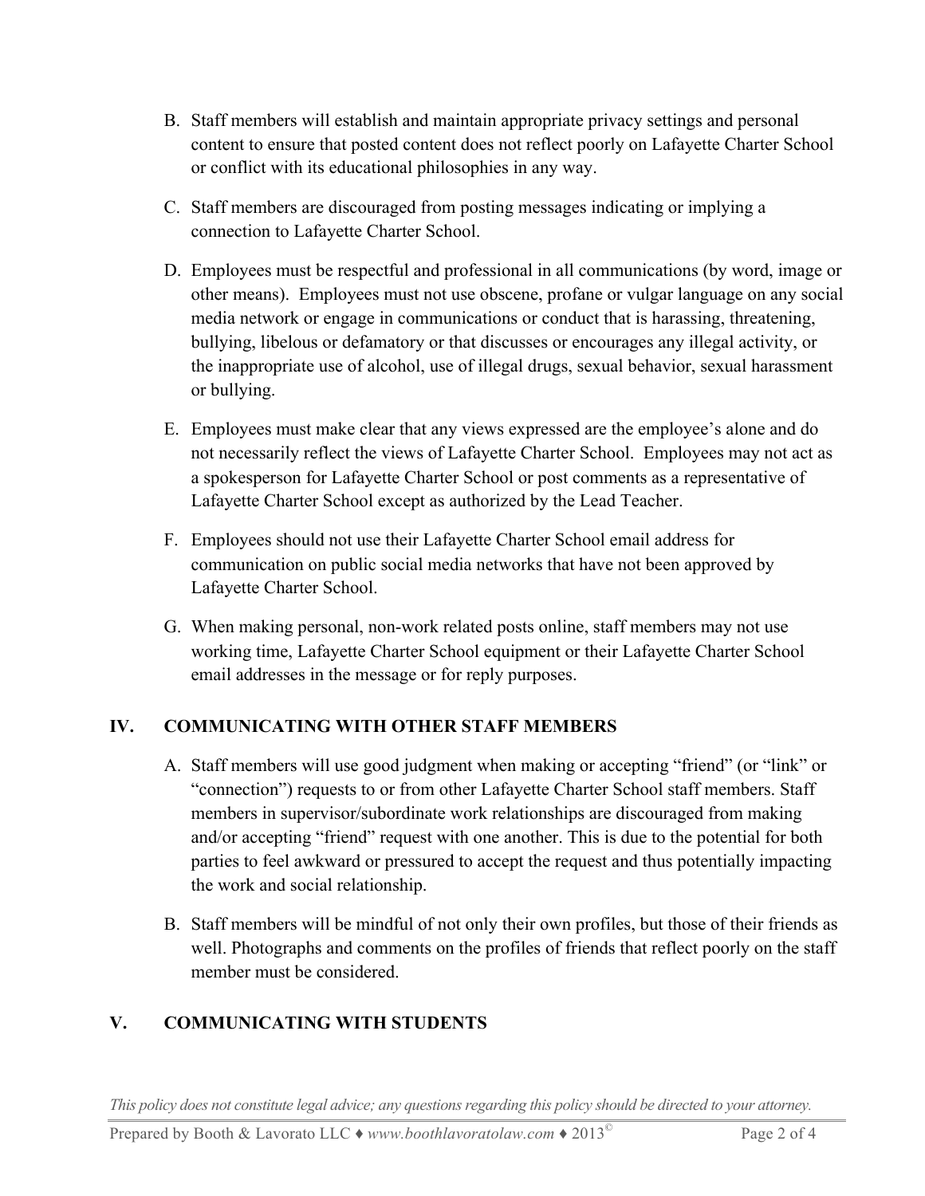B. Staff members will establish and maintain appropriate privacy settings and personal content to ensure that posted content does not reflect poorly on Lafayette Charter School or conflict with its educational philosophies in any way.

C. Staff members are discouraged from posting messages indicating or implying a connection to Lafayette Charter School.

D. Employees must be respectful and professional in all communications (by word, image or other means). Employees must not use obscene, profane or vulgar language on any social media network or engage in communications or conduct that is harassing, threatening, bullying, libelous or defamatory or that discusses or encourages any illegal activity, or the inappropriate use of alcohol, use of illegal drugs, sexual behavior, sexual harassment or bullying.

E. Employees must make clear that any views expressed are the employee's alone and do not necessarily reflect the views of Lafayette Charter School. Employees may not act as a spokesperson for Lafayette Charter School or post comments as a representative of Lafayette Charter School except as authorized by the Lead Teacher.

F. Employees should not use their Lafayette Charter School email address for communication on public social media networks that have not been approved by Lafayette Charter School.

G. When making personal, non-work related posts online, staff members may not use working time, Lafayette Charter School equipment or their Lafayette Charter School email addresses in the message or for reply purposes.

## IV. COMMUNICATING WITH OTHER STAFF MEMBERS

A. Staff members will use good judgment when making or accepting "friend" (or "link" or "connection") requests to or from other Lafayette Charter School staff members. Staff members in supervisor/subordinate work relationships are discouraged from making and/or accepting "friend" request with one another. This is due to the potential for both parties to feel awkward or pressured to accept the request and thus potentially impacting the work and social relationship.

B. Staff members will be mindful of not only their own profiles, but those of their friends as well. Photographs and comments on the profiles of friends that reflect poorly on the staff member must be considered.

## V. COMMUNICATING WITH STUDENTS

*This policy does not constitute legal advice; any questions regarding this policy should be directed to your attorney.*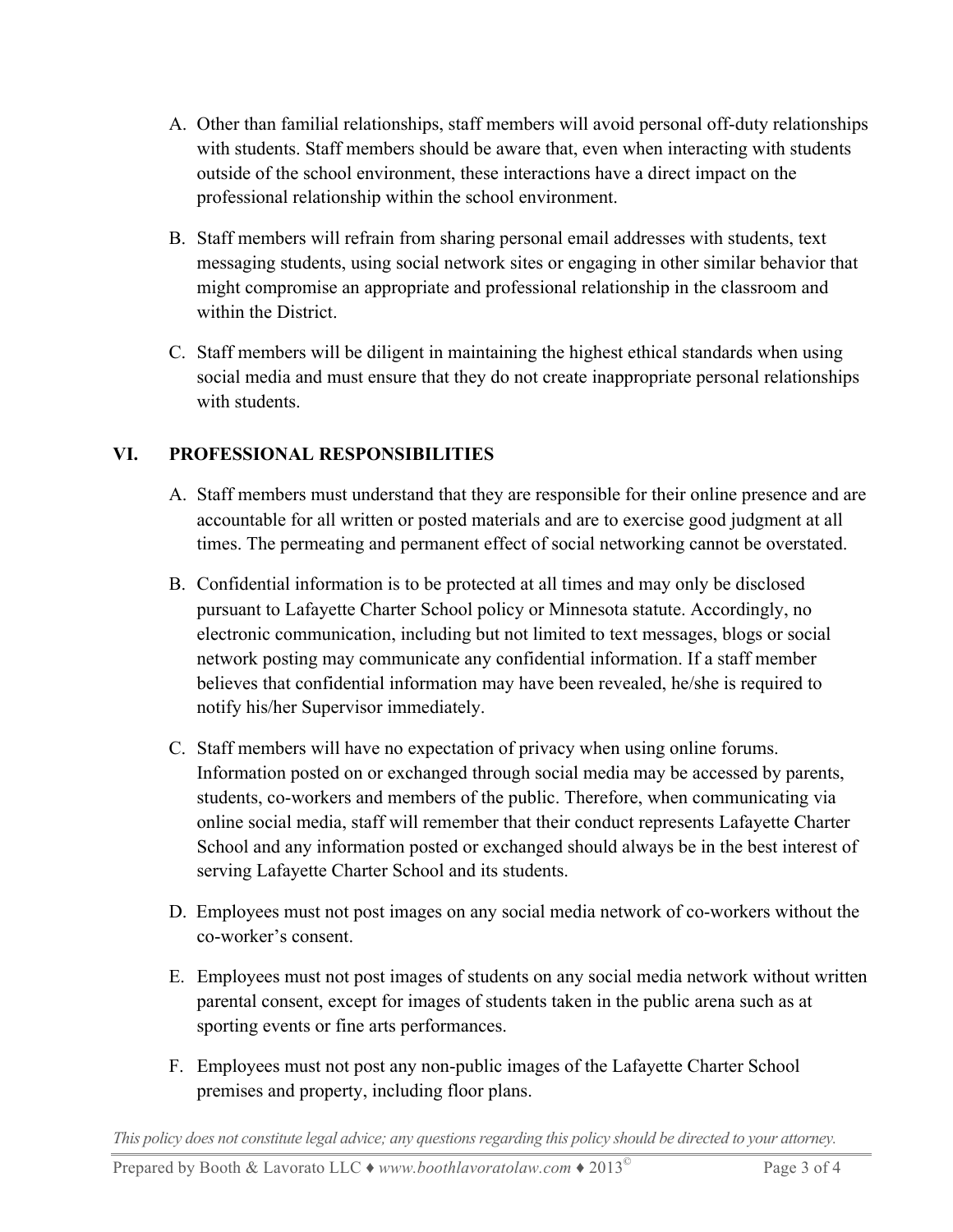A. Other than familial relationships, staff members will avoid personal off-duty relationships with students. Staff members should be aware that, even when interacting with students outside of the school environment, these interactions have a direct impact on the professional relationship within the school environment.

B. Staff members will refrain from sharing personal email addresses with students, text messaging students, using social network sites or engaging in other similar behavior that might compromise an appropriate and professional relationship in the classroom and within the District.

C. Staff members will be diligent in maintaining the highest ethical standards when using social media and must ensure that they do not create inappropriate personal relationships with students.

## VI. PROFESSIONAL RESPONSIBILITIES

A. Staff members must understand that they are responsible for their online presence and are accountable for all written or posted materials and are to exercise good judgment at all times. The permeating and permanent effect of social networking cannot be overstated.

B. Confidential information is to be protected at all times and may only be disclosed pursuant to Lafayette Charter School policy or Minnesota statute. Accordingly, no electronic communication, including but not limited to text messages, blogs or social network posting may communicate any confidential information. If a staff member believes that confidential information may have been revealed, he/she is required to notify his/her Supervisor immediately.

C. Staff members will have no expectation of privacy when using online forums. Information posted on or exchanged through social media may be accessed by parents, students, co-workers and members of the public. Therefore, when communicating via online social media, staff will remember that their conduct represents Lafayette Charter School and any information posted or exchanged should always be in the best interest of serving Lafayette Charter School and its students.

D. Employees must not post images on any social media network of co-workers without the co-worker's consent.

E. Employees must not post images of students on any social media network without written parental consent, except for images of students taken in the public arena such as at sporting events or fine arts performances.

F. Employees must not post any non-public images of the Lafayette Charter School premises and property, including floor plans.

*This policy does not constitute legal advice; any questions regarding this policy should be directed to your attorney.*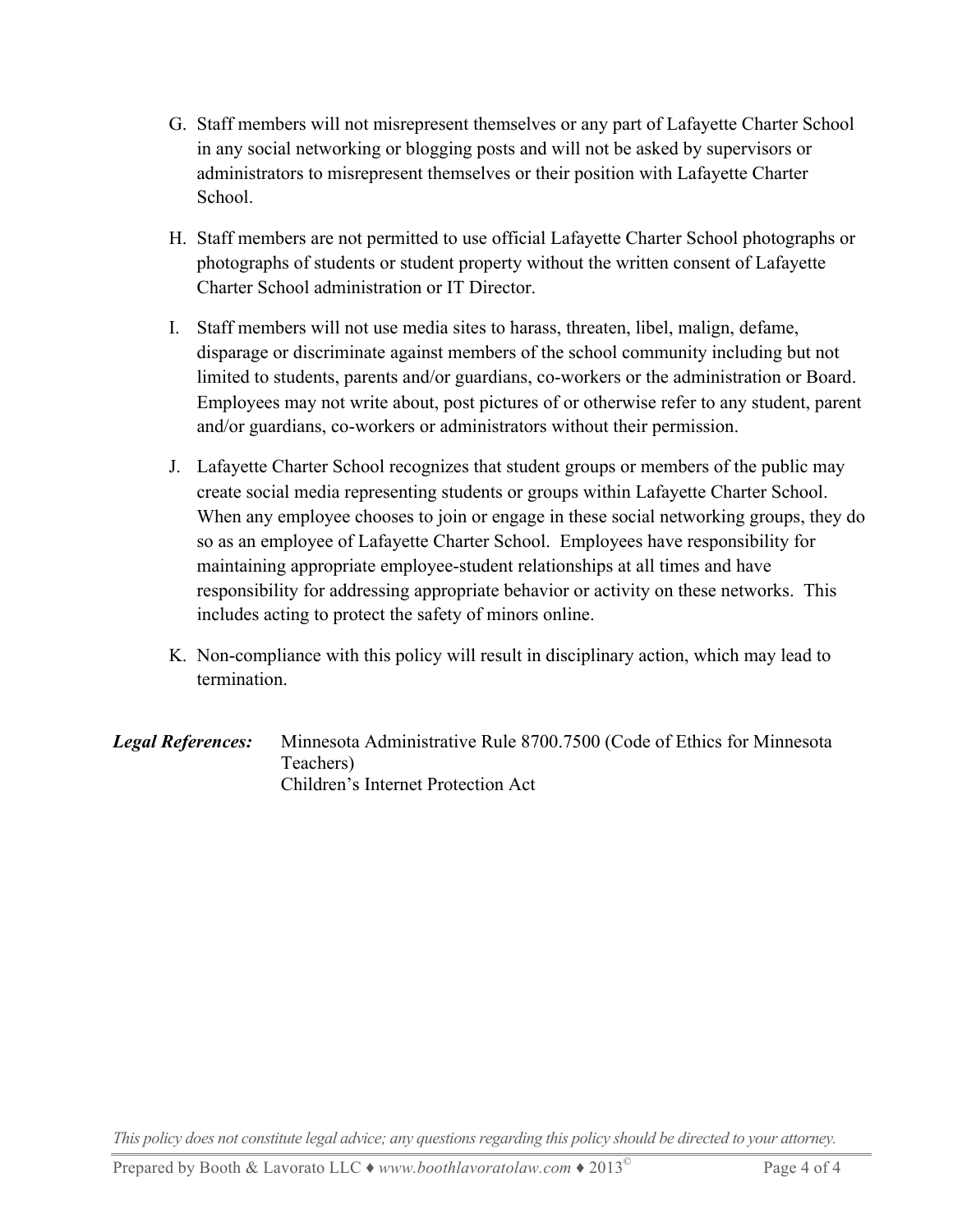G. Staff members will not misrepresent themselves or any part of Lafayette Charter School in any social networking or blogging posts and will not be asked by supervisors or administrators to misrepresent themselves or their position with Lafayette Charter School.

H. Staff members are not permitted to use official Lafayette Charter School photographs or photographs of students or student property without the written consent of Lafayette Charter School administration or IT Director.

I. Staff members will not use media sites to harass, threaten, libel, malign, defame, disparage or discriminate against members of the school community including but not limited to students, parents and/or guardians, co-workers or the administration or Board. Employees may not write about, post pictures of or otherwise refer to any student, parent and/or guardians, co-workers or administrators without their permission.

J. Lafayette Charter School recognizes that student groups or members of the public may create social media representing students or groups within Lafayette Charter School. When any employee chooses to join or engage in these social networking groups, they do so as an employee of Lafayette Charter School. Employees have responsibility for maintaining appropriate employee-student relationships at all times and have responsibility for addressing appropriate behavior or activity on these networks. This includes acting to protect the safety of minors online.

K. Non-compliance with this policy will result in disciplinary action, which may lead to termination.

***Legal References:*** Minnesota Administrative Rule 8700.7500 (Code of Ethics for Minnesota Teachers)
Children's Internet Protection Act

*This policy does not constitute legal advice; any questions regarding this policy should be directed to your attorney.*

Prepared by Booth & Lavorato LLC ♦ *www.boothlavoratolaw.com* ♦ 2013©